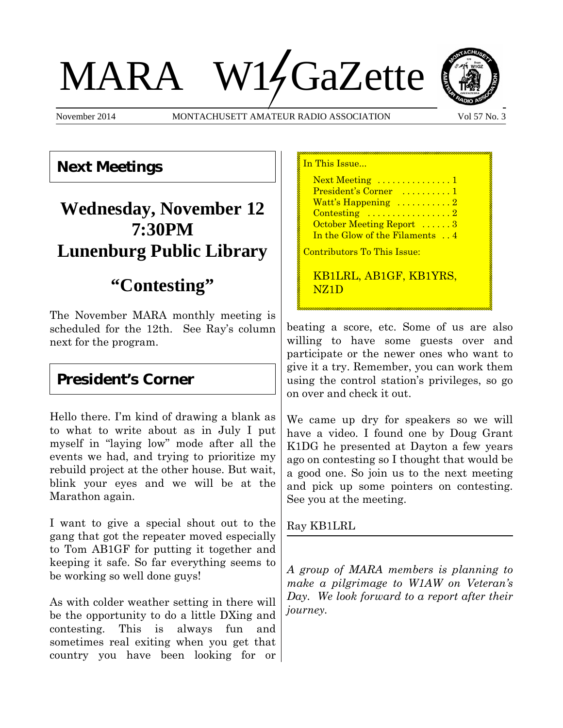# MARA W1GaZette

November 2014 — MONTACHUSETT AMATEUR RADIO ASSOCIATION — Vol 57 No. 3

## Next Meetings

### Wednesday, November 12
### 7:30PM
### Lunenburg Public Library

### "Contesting"

The November MARA monthly meeting is scheduled for the 12th. See Ray's column next for the program.

In This Issue...

- Next Meeting . . . . . . . . . . . . . . 1
- President's Corner . . . . . . . . . . 1
- Watt's Happening . . . . . . . . . . . 2
- Contesting . . . . . . . . . . . . . . . . 2
- October Meeting Report . . . . . . 3
- In the Glow of the Filaments . . 4

Contributors To This Issue:

KB1LRL, AB1GF, KB1YRS, NZ1D

## President's Corner

Hello there. I'm kind of drawing a blank as to what to write about as in July I put myself in "laying low" mode after all the events we had, and trying to prioritize my rebuild project at the other house. But wait, blink your eyes and we will be at the Marathon again.

I want to give a special shout out to the gang that got the repeater moved especially to Tom AB1GF for putting it together and keeping it safe. So far everything seems to be working so well done guys!

As with colder weather setting in there will be the opportunity to do a little DXing and contesting. This is always fun and sometimes real exiting when you get that country you have been looking for or beating a score, etc. Some of us are also willing to have some guests over and participate or the newer ones who want to give it a try. Remember, you can work them using the control station's privileges, so go on over and check it out.

We came up dry for speakers so we will have a video. I found one by Doug Grant K1DG he presented at Dayton a few years ago on contesting so I thought that would be a good one. So join us to the next meeting and pick up some pointers on contesting. See you at the meeting.

Ray KB1LRL

---

*A group of MARA members is planning to make a pilgrimage to W1AW on Veteran's Day. We look forward to a report after their journey.*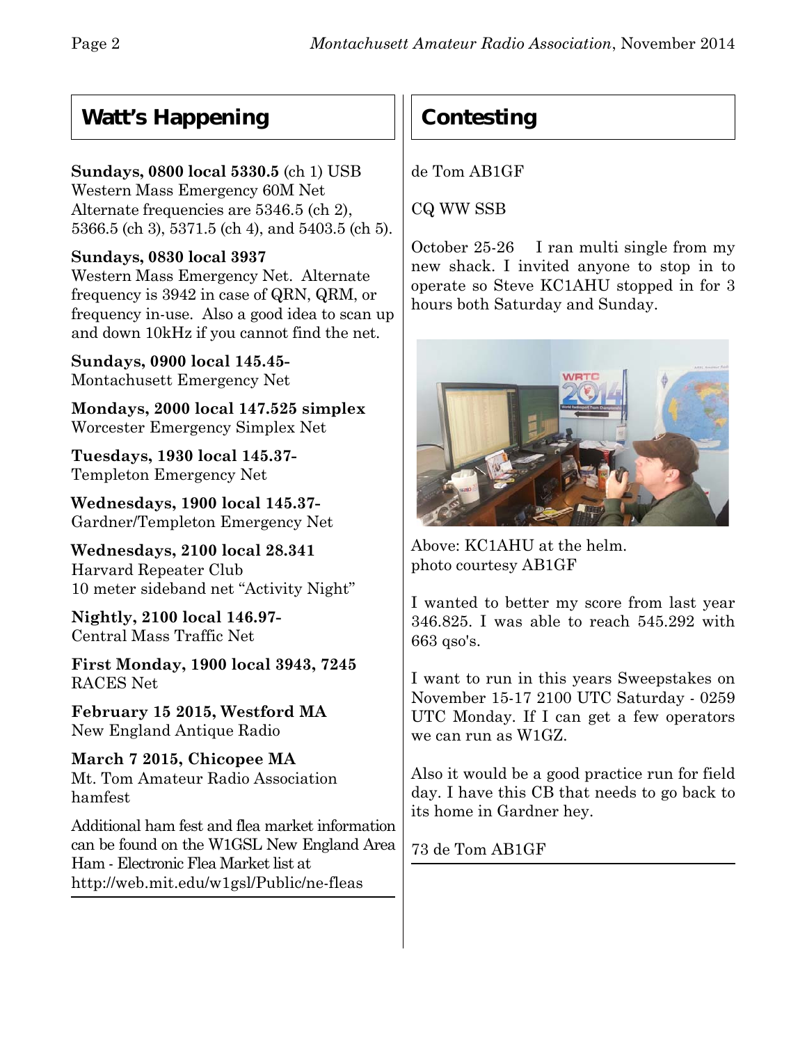## Watt's Happening

**Sundays, 0800 local 5330.5** (ch 1) USB
Western Mass Emergency 60M Net
Alternate frequencies are 5346.5 (ch 2), 5366.5 (ch 3), 5371.5 (ch 4), and 5403.5 (ch 5).

**Sundays, 0830 local 3937**
Western Mass Emergency Net. Alternate frequency is 3942 in case of QRN, QRM, or frequency in-use. Also a good idea to scan up and down 10kHz if you cannot find the net.

**Sundays, 0900 local 145.45-**
Montachusett Emergency Net

**Mondays, 2000 local 147.525 simplex**
Worcester Emergency Simplex Net

**Tuesdays, 1930 local 145.37-**
Templeton Emergency Net

**Wednesdays, 1900 local 145.37-**
Gardner/Templeton Emergency Net

**Wednesdays, 2100 local 28.341**
Harvard Repeater Club
10 meter sideband net "Activity Night"

**Nightly, 2100 local 146.97-**
Central Mass Traffic Net

**First Monday, 1900 local 3943, 7245**
RACES Net

**February 15 2015, Westford MA**
New England Antique Radio

**March 7 2015, Chicopee MA**
Mt. Tom Amateur Radio Association hamfest

Additional ham fest and flea market information can be found on the W1GSL New England Area Ham - Electronic Flea Market list at http://web.mit.edu/w1gsl/Public/ne-fleas

## Contesting

de Tom AB1GF

CQ WW SSB

October 25-26 I ran multi single from my new shack. I invited anyone to stop in to operate so Steve KC1AHU stopped in for 3 hours both Saturday and Sunday.

Above: KC1AHU at the helm.
photo courtesy AB1GF

I wanted to better my score from last year 346.825. I was able to reach 545.292 with 663 qso's.

I want to run in this years Sweepstakes on November 15-17 2100 UTC Saturday - 0259 UTC Monday. If I can get a few operators we can run as W1GZ.

Also it would be a good practice run for field day. I have this CB that needs to go back to its home in Gardner hey.

73 de Tom AB1GF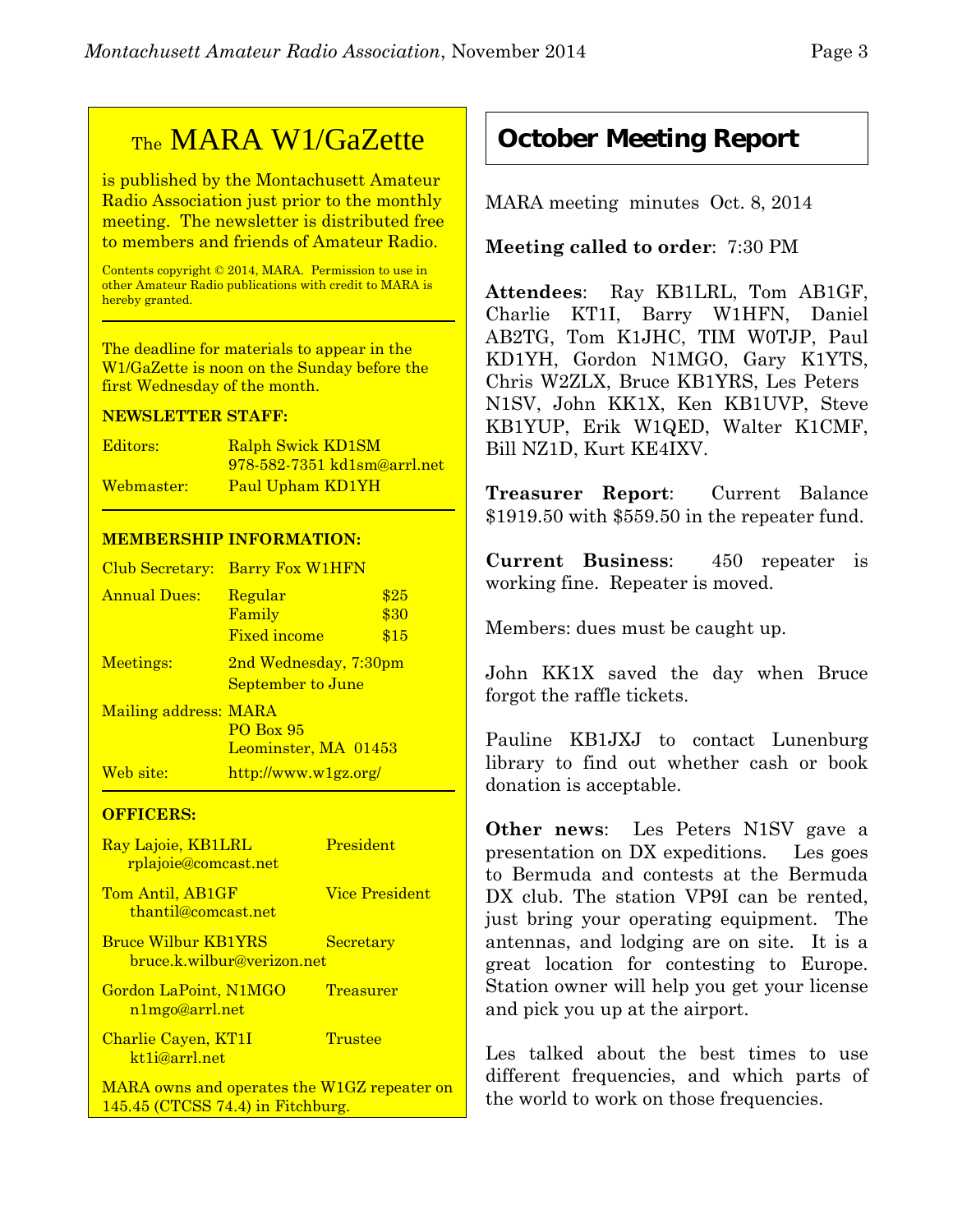## The MARA W1/GaZette

is published by the Montachusett Amateur Radio Association just prior to the monthly meeting. The newsletter is distributed free to members and friends of Amateur Radio.

Contents copyright © 2014, MARA. Permission to use in other Amateur Radio publications with credit to MARA is hereby granted.

The deadline for materials to appear in the W1/GaZette is noon on the Sunday before the first Wednesday of the month.

**NEWSLETTER STAFF:**

| | |
|---|---|
| Editors: | Ralph Swick KD1SM<br>978-582-7351 kd1sm@arrl.net |
| Webmaster: | Paul Upham KD1YH |

**MEMBERSHIP INFORMATION:**

| | | |
|---|---|---|
| Club Secretary: | Barry Fox W1HFN | |
| Annual Dues: | Regular | $25 |
| | Family | $30 |
| | Fixed income | $15 |
| Meetings: | 2nd Wednesday, 7:30pm<br>September to June | |
| Mailing address: | MARA<br>PO Box 95<br>Leominster, MA 01453 | |
| Web site: | http://www.w1gz.org/ | |

**OFFICERS:**

| | |
|---|---|
| Ray Lajoie, KB1LRL<br>rplajoie@comcast.net | President |
| Tom Antil, AB1GF<br>thantil@comcast.net | Vice President |
| Bruce Wilbur KB1YRS<br>bruce.k.wilbur@verizon.net | Secretary |
| Gordon LaPoint, N1MGO<br>n1mgo@arrl.net | Treasurer |
| Charlie Cayen, KT1I<br>kt1i@arrl.net | Trustee |

MARA owns and operates the W1GZ repeater on 145.45 (CTCSS 74.4) in Fitchburg.

## October Meeting Report

MARA meeting minutes Oct. 8, 2014

**Meeting called to order**: 7:30 PM

**Attendees**: Ray KB1LRL, Tom AB1GF, Charlie KT1I, Barry W1HFN, Daniel AB2TG, Tom K1JHC, TIM W0TJP, Paul KD1YH, Gordon N1MGO, Gary K1YTS, Chris W2ZLX, Bruce KB1YRS, Les Peters N1SV, John KK1X, Ken KB1UVP, Steve KB1YUP, Erik W1QED, Walter K1CMF, Bill NZ1D, Kurt KE4IXV.

**Treasurer Report**: Current Balance $1919.50 with $559.50 in the repeater fund.

**Current Business**: 450 repeater is working fine. Repeater is moved.

Members: dues must be caught up.

John KK1X saved the day when Bruce forgot the raffle tickets.

Pauline KB1JXJ to contact Lunenburg library to find out whether cash or book donation is acceptable.

**Other news**: Les Peters N1SV gave a presentation on DX expeditions. Les goes to Bermuda and contests at the Bermuda DX club. The station VP9I can be rented, just bring your operating equipment. The antennas, and lodging are on site. It is a great location for contesting to Europe. Station owner will help you get your license and pick you up at the airport.

Les talked about the best times to use different frequencies, and which parts of the world to work on those frequencies.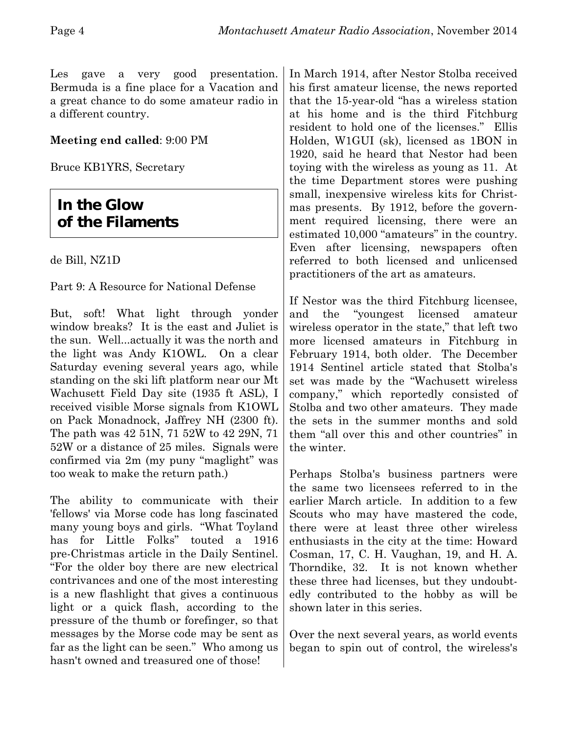Les gave a very good presentation. Bermuda is a fine place for a Vacation and a great chance to do some amateur radio in a different country.

**Meeting end called**: 9:00 PM

Bruce KB1YRS, Secretary

## In the Glow of the Filaments

de Bill, NZ1D

Part 9: A Resource for National Defense

But, soft! What light through yonder window breaks? It is the east and Juliet is the sun. Well...actually it was the north and the light was Andy K1OWL. On a clear Saturday evening several years ago, while standing on the ski lift platform near our Mt Wachusett Field Day site (1935 ft ASL), I received visible Morse signals from K1OWL on Pack Monadnock, Jaffrey NH (2300 ft). The path was 42 51N, 71 52W to 42 29N, 71 52W or a distance of 25 miles. Signals were confirmed via 2m (my puny "maglight" was too weak to make the return path.)

The ability to communicate with their 'fellows' via Morse code has long fascinated many young boys and girls. "What Toyland has for Little Folks" touted a 1916 pre-Christmas article in the Daily Sentinel. "For the older boy there are new electrical contrivances and one of the most interesting is a new flashlight that gives a continuous light or a quick flash, according to the pressure of the thumb or forefinger, so that messages by the Morse code may be sent as far as the light can be seen." Who among us hasn't owned and treasured one of those!

In March 1914, after Nestor Stolba received his first amateur license, the news reported that the 15-year-old "has a wireless station at his home and is the third Fitchburg resident to hold one of the licenses." Ellis Holden, W1GUI (sk), licensed as 1BON in 1920, said he heard that Nestor had been toying with the wireless as young as 11. At the time Department stores were pushing small, inexpensive wireless kits for Christmas presents. By 1912, before the government required licensing, there were an estimated 10,000 "amateurs" in the country. Even after licensing, newspapers often referred to both licensed and unlicensed practitioners of the art as amateurs.

If Nestor was the third Fitchburg licensee, and the "youngest licensed amateur wireless operator in the state," that left two more licensed amateurs in Fitchburg in February 1914, both older. The December 1914 Sentinel article stated that Stolba's set was made by the "Wachusett wireless company," which reportedly consisted of Stolba and two other amateurs. They made the sets in the summer months and sold them "all over this and other countries" in the winter.

Perhaps Stolba's business partners were the same two licensees referred to in the earlier March article. In addition to a few Scouts who may have mastered the code, there were at least three other wireless enthusiasts in the city at the time: Howard Cosman, 17, C. H. Vaughan, 19, and H. A. Thorndike, 32. It is not known whether these three had licenses, but they undoubtedly contributed to the hobby as will be shown later in this series.

Over the next several years, as world events began to spin out of control, the wireless's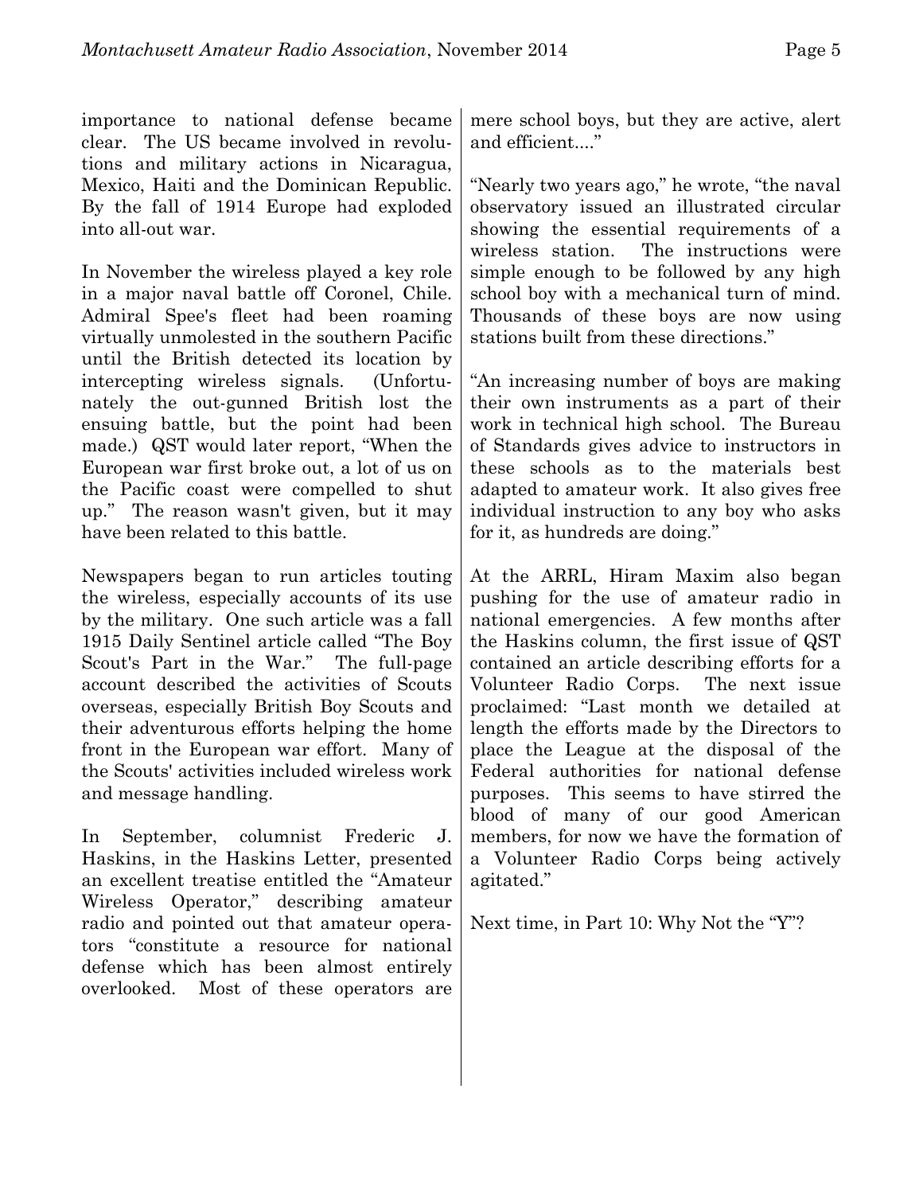importance to national defense became clear. The US became involved in revolutions and military actions in Nicaragua, Mexico, Haiti and the Dominican Republic. By the fall of 1914 Europe had exploded into all-out war.

In November the wireless played a key role in a major naval battle off Coronel, Chile. Admiral Spee's fleet had been roaming virtually unmolested in the southern Pacific until the British detected its location by intercepting wireless signals. (Unfortunately the out-gunned British lost the ensuing battle, but the point had been made.) QST would later report, "When the European war first broke out, a lot of us on the Pacific coast were compelled to shut up." The reason wasn't given, but it may have been related to this battle.

Newspapers began to run articles touting the wireless, especially accounts of its use by the military. One such article was a fall 1915 Daily Sentinel article called "The Boy Scout's Part in the War." The full-page account described the activities of Scouts overseas, especially British Boy Scouts and their adventurous efforts helping the home front in the European war effort. Many of the Scouts' activities included wireless work and message handling.

In September, columnist Frederic J. Haskins, in the Haskins Letter, presented an excellent treatise entitled the "Amateur Wireless Operator," describing amateur radio and pointed out that amateur operators "constitute a resource for national defense which has been almost entirely overlooked. Most of these operators are mere school boys, but they are active, alert and efficient...."

"Nearly two years ago," he wrote, "the naval observatory issued an illustrated circular showing the essential requirements of a wireless station. The instructions were simple enough to be followed by any high school boy with a mechanical turn of mind. Thousands of these boys are now using stations built from these directions."

"An increasing number of boys are making their own instruments as a part of their work in technical high school. The Bureau of Standards gives advice to instructors in these schools as to the materials best adapted to amateur work. It also gives free individual instruction to any boy who asks for it, as hundreds are doing."

At the ARRL, Hiram Maxim also began pushing for the use of amateur radio in national emergencies. A few months after the Haskins column, the first issue of QST contained an article describing efforts for a Volunteer Radio Corps. The next issue proclaimed: "Last month we detailed at length the efforts made by the Directors to place the League at the disposal of the Federal authorities for national defense purposes. This seems to have stirred the blood of many of our good American members, for now we have the formation of a Volunteer Radio Corps being actively agitated."

Next time, in Part 10: Why Not the "Y"?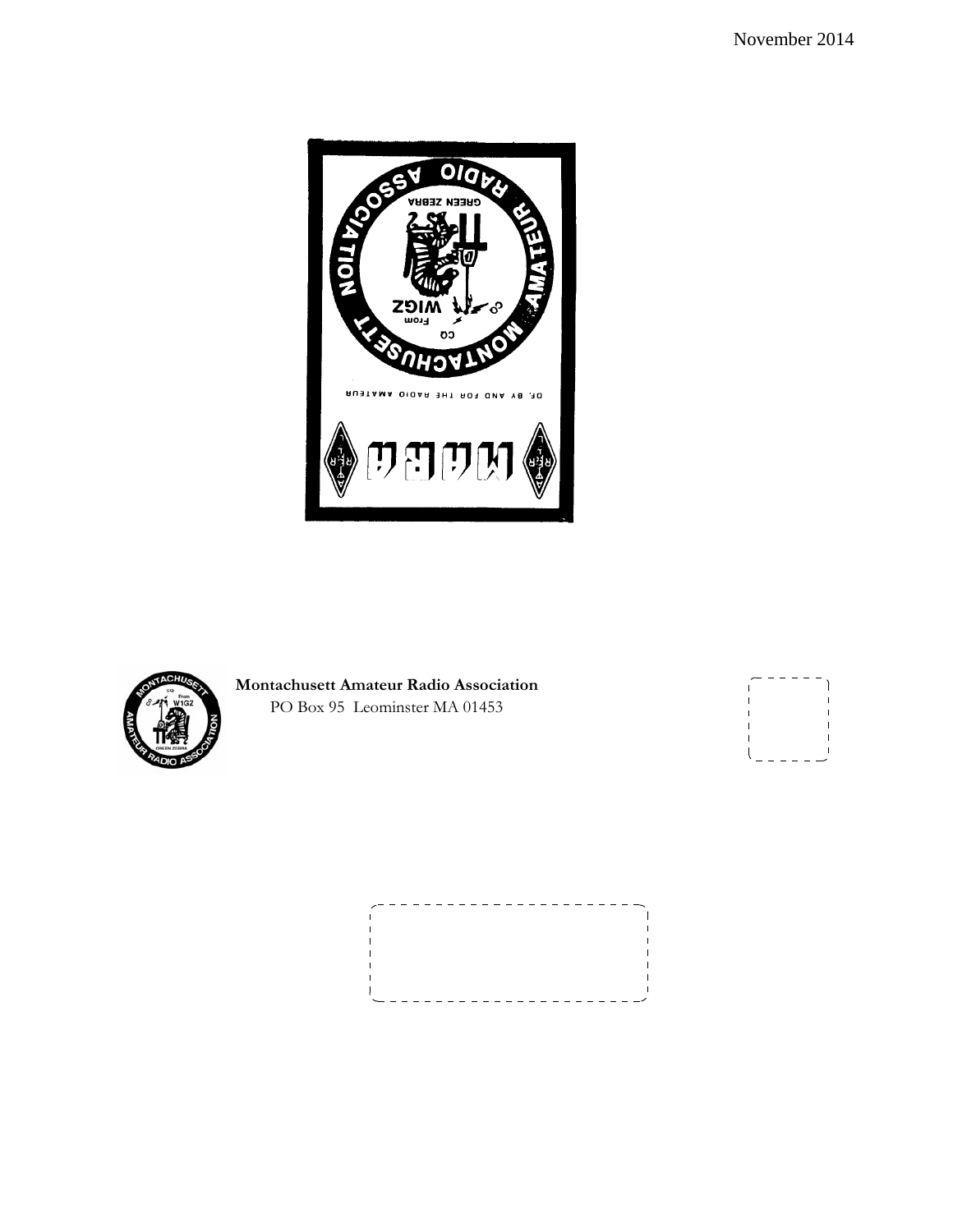**Montachusett Amateur Radio Association**

PO Box 95 Leominster MA 01453